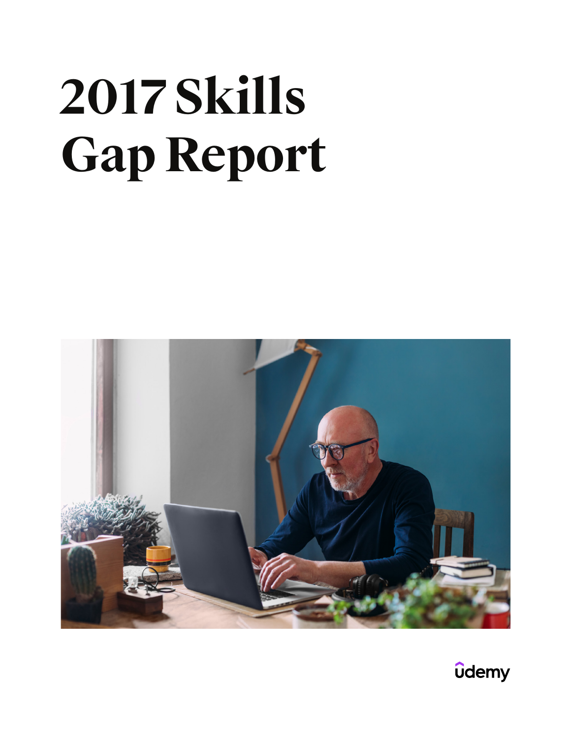# 2017 Skills Gap Report

udemy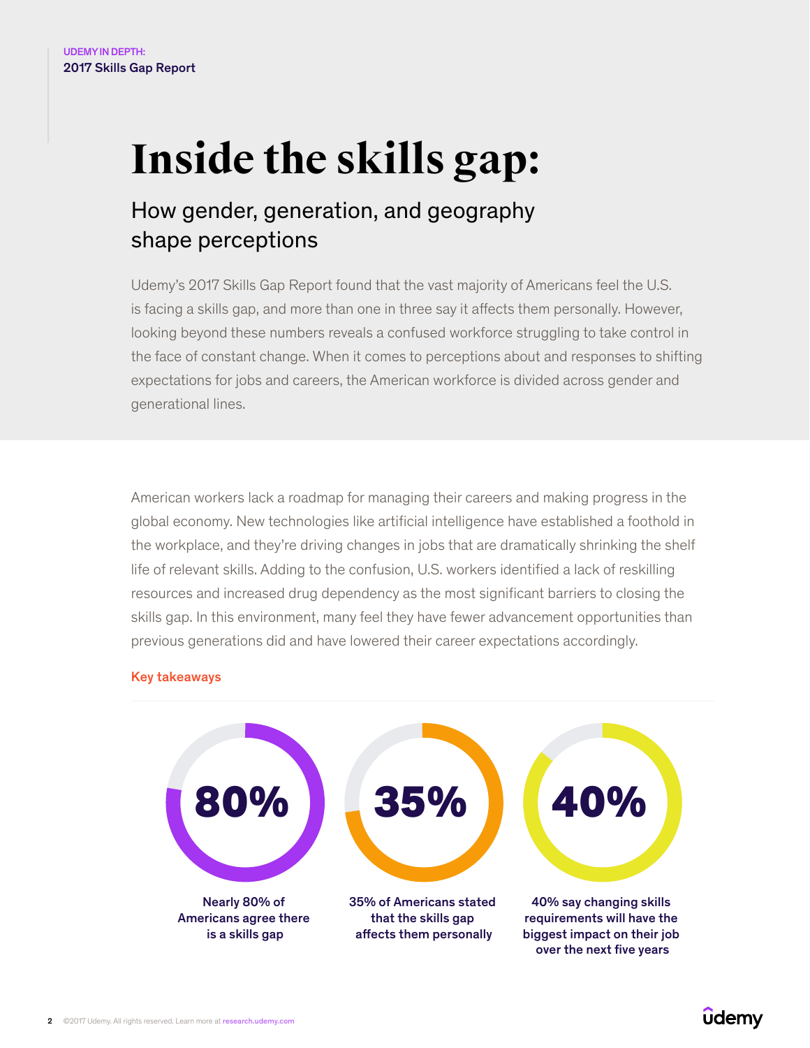# Inside the skills gap:

## How gender, generation, and geography shape perceptions

Udemy's 2017 Skills Gap Report found that the vast majority of Americans feel the U.S. is facing a skills gap, and more than one in three say it affects them personally. However, looking beyond these numbers reveals a confused workforce struggling to take control in the face of constant change. When it comes to perceptions about and responses to shifting expectations for jobs and careers, the American workforce is divided across gender and generational lines.

American workers lack a roadmap for managing their careers and making progress in the global economy. New technologies like artificial intelligence have established a foothold in the workplace, and they're driving changes in jobs that are dramatically shrinking the shelf life of relevant skills. Adding to the confusion, U.S. workers identified a lack of reskilling resources and increased drug dependency as the most significant barriers to closing the skills gap. In this environment, many feel they have fewer advancement opportunities than previous generations did and have lowered their career expectations accordingly.

### Key takeaways

**80%**

**Nearly 80% of Americans agree there is a skills gap**

**35%**

**35% of Americans stated that the skills gap affects them personally**

**40%**

**40% say changing skills requirements will have the biggest impact on their job over the next five years**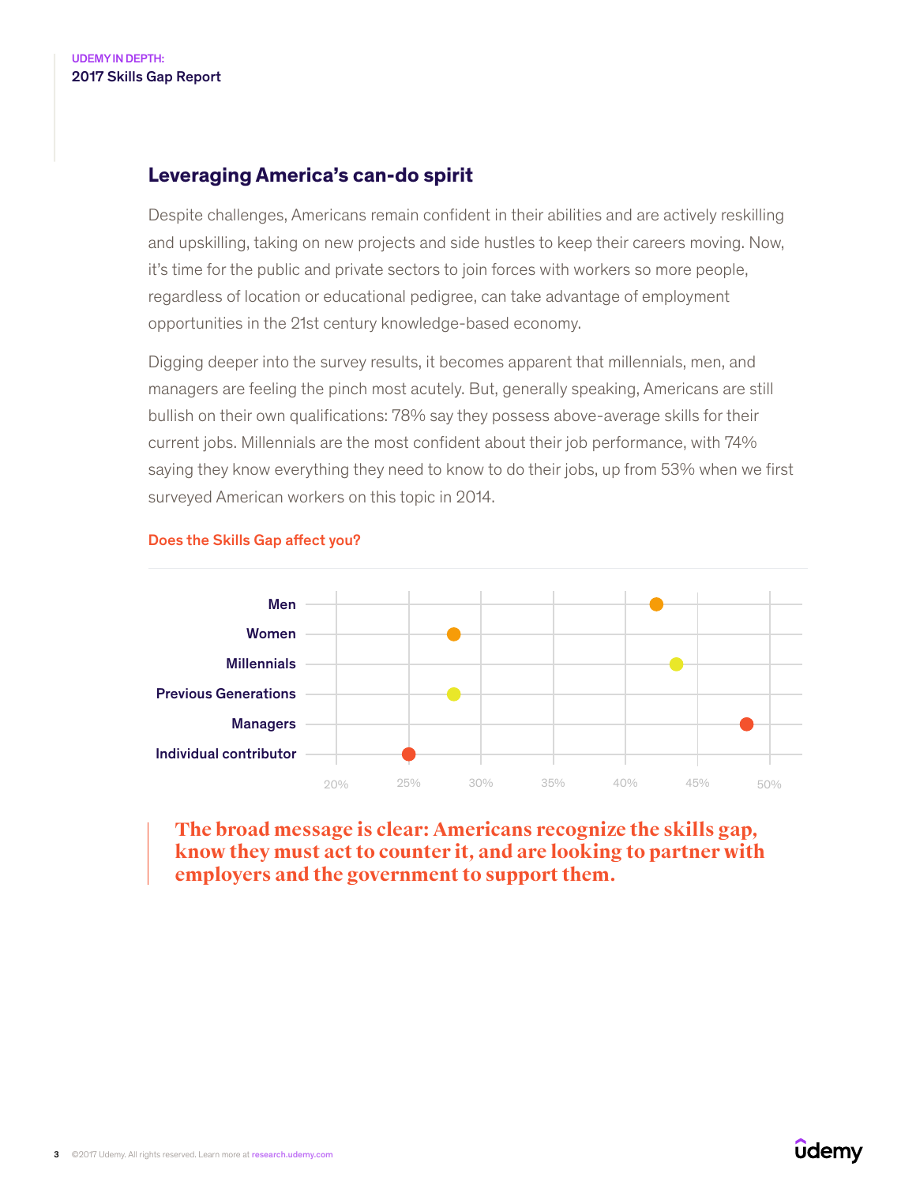## Leveraging America's can-do spirit

Despite challenges, Americans remain confident in their abilities and are actively reskilling and upskilling, taking on new projects and side hustles to keep their careers moving. Now, it's time for the public and private sectors to join forces with workers so more people, regardless of location or educational pedigree, can take advantage of employment opportunities in the 21st century knowledge-based economy.

Digging deeper into the survey results, it becomes apparent that millennials, men, and managers are feeling the pinch most acutely. But, generally speaking, Americans are still bullish on their own qualifications: 78% say they possess above-average skills for their current jobs. Millennials are the most confident about their job performance, with 74% saying they know everything they need to know to do their jobs, up from 53% when we first surveyed American workers on this topic in 2014.

**Does the Skills Gap affect you?**

Men

Women

Millennials

Previous Generations

Managers

Individual contributor

20% 25% 30% 35% 40% 45% 50%

> **The broad message is clear: Americans recognize the skills gap, know they must act to counter it, and are looking to partner with employers and the government to support them.**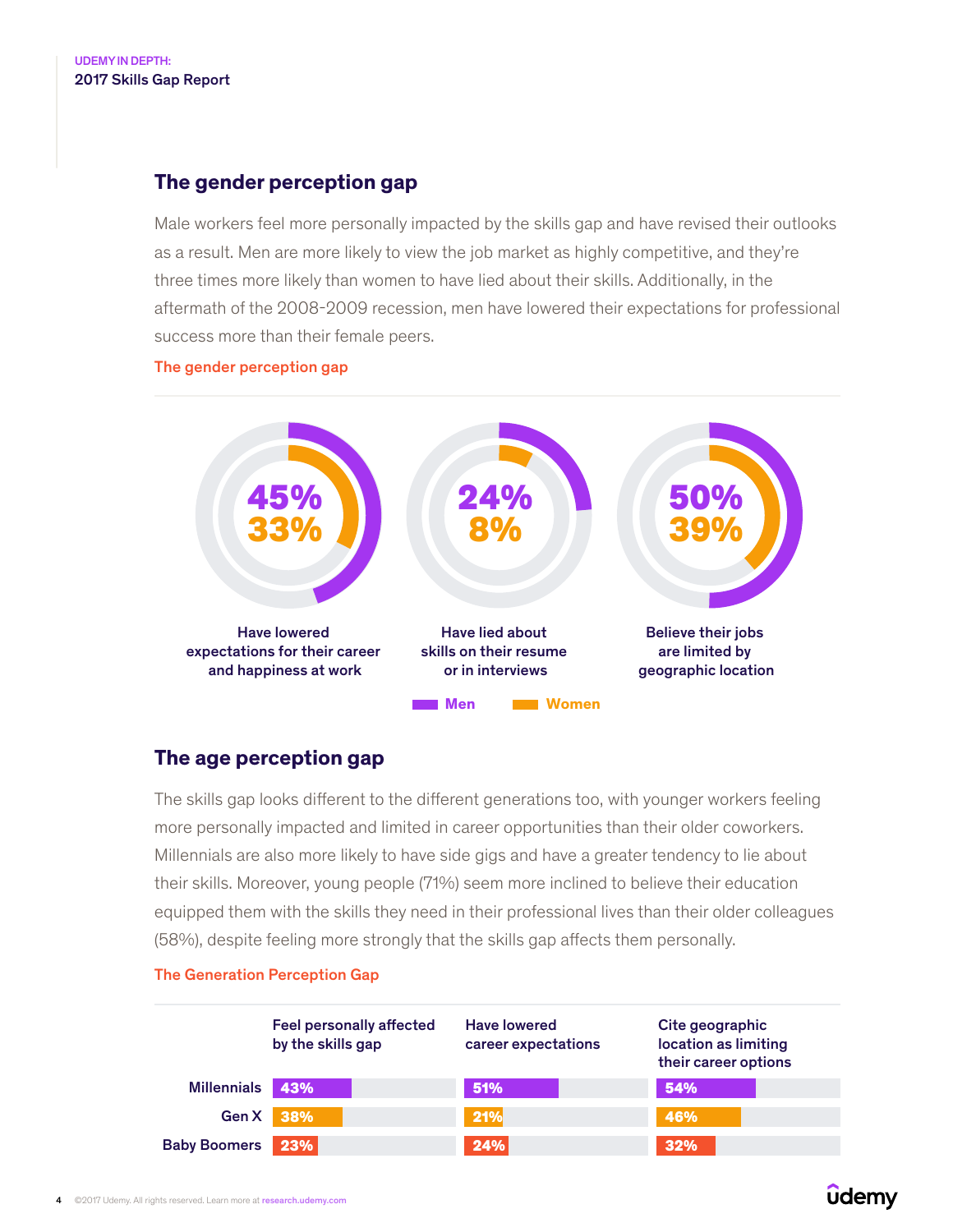## The gender perception gap

Male workers feel more personally impacted by the skills gap and have revised their outlooks as a result. Men are more likely to view the job market as highly competitive, and they're three times more likely than women to have lied about their skills. Additionally, in the aftermath of the 2008-2009 recession, men have lowered their expectations for professional success more than their female peers.

**The gender perception gap**

| | Men | Women |
|---|---|---|
| Have lowered expectations for their career and happiness at work | 45% | 33% |
| Have lied about skills on their resume or in interviews | 24% | 8% |
| Believe their jobs are limited by geographic location | 50% | 39% |

## The age perception gap

The skills gap looks different to the different generations too, with younger workers feeling more personally impacted and limited in career opportunities than their older coworkers. Millennials are also more likely to have side gigs and have a greater tendency to lie about their skills. Moreover, young people (71%) seem more inclined to believe their education equipped them with the skills they need in their professional lives than their older colleagues (58%), despite feeling more strongly that the skills gap affects them personally.

**The Generation Perception Gap**

| | Feel personally affected by the skills gap | Have lowered career expectations | Cite geographic location as limiting their career options |
|---|---|---|---|
| Millennials | 43% | 51% | 54% |
| Gen X | 38% | 21% | 46% |
| Baby Boomers | 23% | 24% | 32% |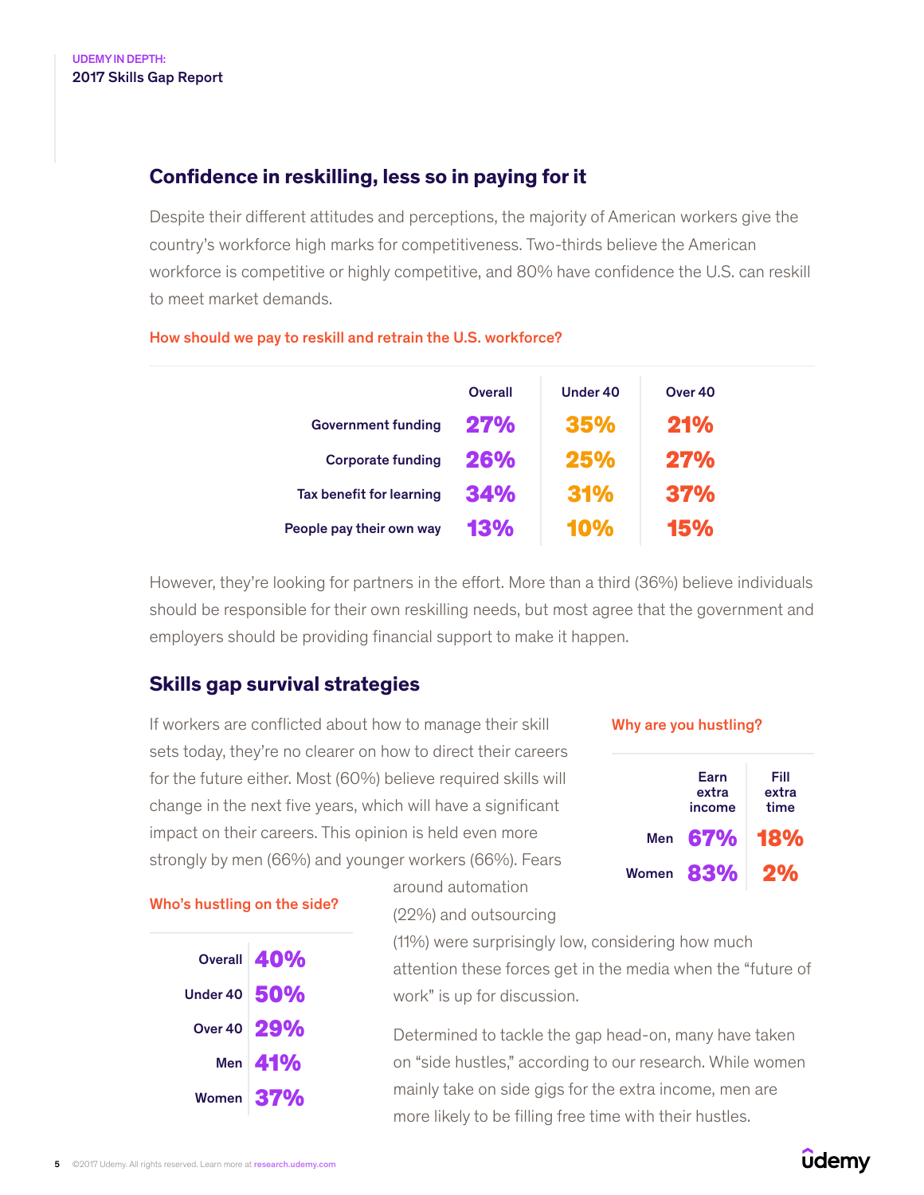## Confidence in reskilling, less so in paying for it

Despite their different attitudes and perceptions, the majority of American workers give the country's workforce high marks for competitiveness. Two-thirds believe the American workforce is competitive or highly competitive, and 80% have confidence the U.S. can reskill to meet market demands.

**How should we pay to reskill and retrain the U.S. workforce?**

| | Overall | Under 40 | Over 40 |
|---|---|---|---|
| Government funding | 27% | 35% | 21% |
| Corporate funding | 26% | 25% | 27% |
| Tax benefit for learning | 34% | 31% | 37% |
| People pay their own way | 13% | 10% | 15% |

However, they're looking for partners in the effort. More than a third (36%) believe individuals should be responsible for their own reskilling needs, but most agree that the government and employers should be providing financial support to make it happen.

## Skills gap survival strategies

If workers are conflicted about how to manage their skill sets today, they're no clearer on how to direct their careers for the future either. Most (60%) believe required skills will change in the next five years, which will have a significant impact on their careers. This opinion is held even more strongly by men (66%) and younger workers (66%). Fears around automation (22%) and outsourcing (11%) were surprisingly low, considering how much attention these forces get in the media when the "future of work" is up for discussion.

Determined to tackle the gap head-on, many have taken on "side hustles," according to our research. While women mainly take on side gigs for the extra income, men are more likely to be filling free time with their hustles.

**Who's hustling on the side?**

| | |
|---|---|
| Overall | 40% |
| Under 40 | 50% |
| Over 40 | 29% |
| Men | 41% |
| Women | 37% |

**Why are you hustling?**

| | Earn extra income | Fill extra time |
|---|---|---|
| Men | 67% | 18% |
| Women | 83% | 2% |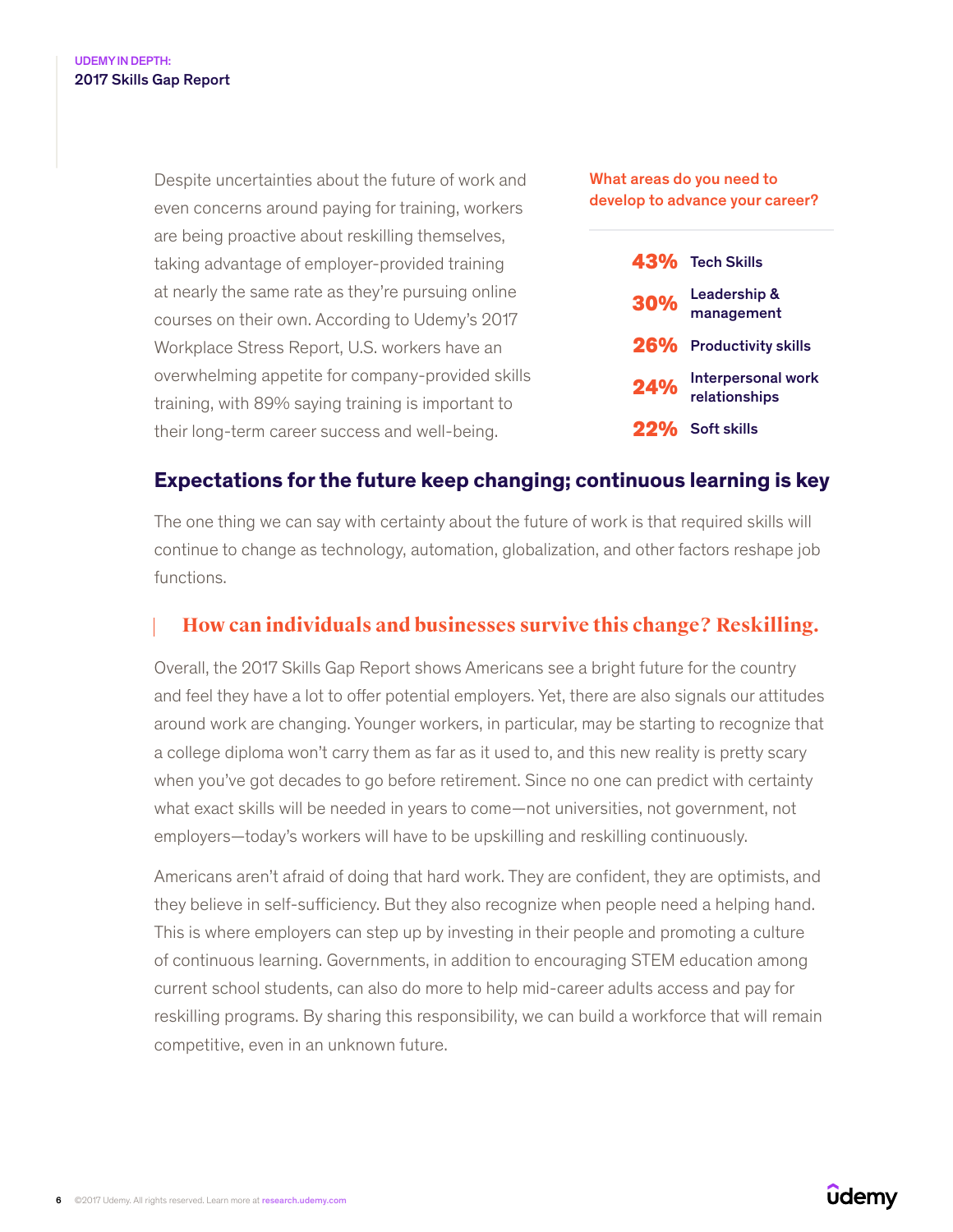Despite uncertainties about the future of work and even concerns around paying for training, workers are being proactive about reskilling themselves, taking advantage of employer-provided training at nearly the same rate as they're pursuing online courses on their own. According to Udemy's 2017 Workplace Stress Report, U.S. workers have an overwhelming appetite for company-provided skills training, with 89% saying training is important to their long-term career success and well-being.

**What areas do you need to develop to advance your career?**

| | |
|---|---|
| **43%** | Tech Skills |
| **30%** | Leadership & management |
| **26%** | Productivity skills |
| **24%** | Interpersonal work relationships |
| **22%** | Soft skills |

## Expectations for the future keep changing; continuous learning is key

The one thing we can say with certainty about the future of work is that required skills will continue to change as technology, automation, globalization, and other factors reshape job functions.

> **How can individuals and businesses survive this change? Reskilling.**

Overall, the 2017 Skills Gap Report shows Americans see a bright future for the country and feel they have a lot to offer potential employers. Yet, there are also signals our attitudes around work are changing. Younger workers, in particular, may be starting to recognize that a college diploma won't carry them as far as it used to, and this new reality is pretty scary when you've got decades to go before retirement. Since no one can predict with certainty what exact skills will be needed in years to come—not universities, not government, not employers—today's workers will have to be upskilling and reskilling continuously.

Americans aren't afraid of doing that hard work. They are confident, they are optimists, and they believe in self-sufficiency. But they also recognize when people need a helping hand. This is where employers can step up by investing in their people and promoting a culture of continuous learning. Governments, in addition to encouraging STEM education among current school students, can also do more to help mid-career adults access and pay for reskilling programs. By sharing this responsibility, we can build a workforce that will remain competitive, even in an unknown future.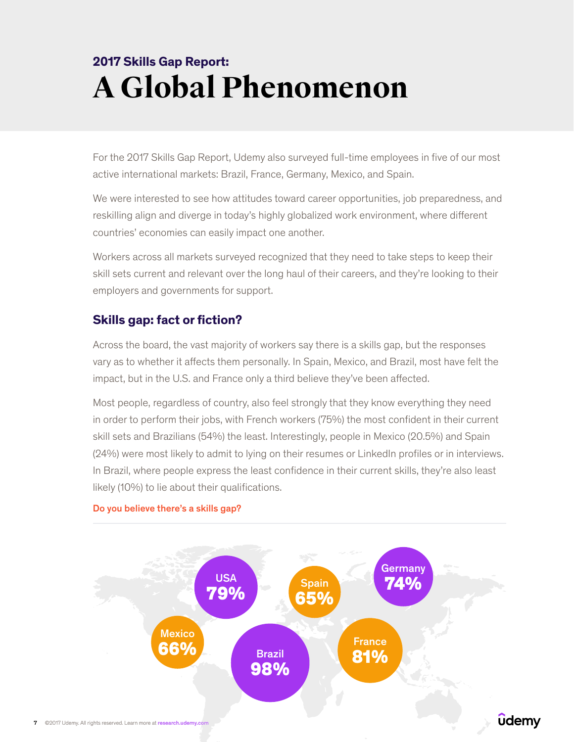2017 Skills Gap Report:

# A Global Phenomenon

For the 2017 Skills Gap Report, Udemy also surveyed full-time employees in five of our most active international markets: Brazil, France, Germany, Mexico, and Spain.

We were interested to see how attitudes toward career opportunities, job preparedness, and reskilling align and diverge in today's highly globalized work environment, where different countries' economies can easily impact one another.

Workers across all markets surveyed recognized that they need to take steps to keep their skill sets current and relevant over the long haul of their careers, and they're looking to their employers and governments for support.

## Skills gap: fact or fiction?

Across the board, the vast majority of workers say there is a skills gap, but the responses vary as to whether it affects them personally. In Spain, Mexico, and Brazil, most have felt the impact, but in the U.S. and France only a third believe they've been affected.

Most people, regardless of country, also feel strongly that they know everything they need in order to perform their jobs, with French workers (75%) the most confident in their current skill sets and Brazilians (54%) the least. Interestingly, people in Mexico (20.5%) and Spain (24%) were most likely to admit to lying on their resumes or LinkedIn profiles or in interviews. In Brazil, where people express the least confidence in their current skills, they're also least likely (10%) to lie about their qualifications.

**Do you believe there's a skills gap?**

| Country | % |
|---|---|
| USA | 79% |
| Spain | 65% |
| Germany | 74% |
| Mexico | 66% |
| Brazil | 98% |
| France | 81% |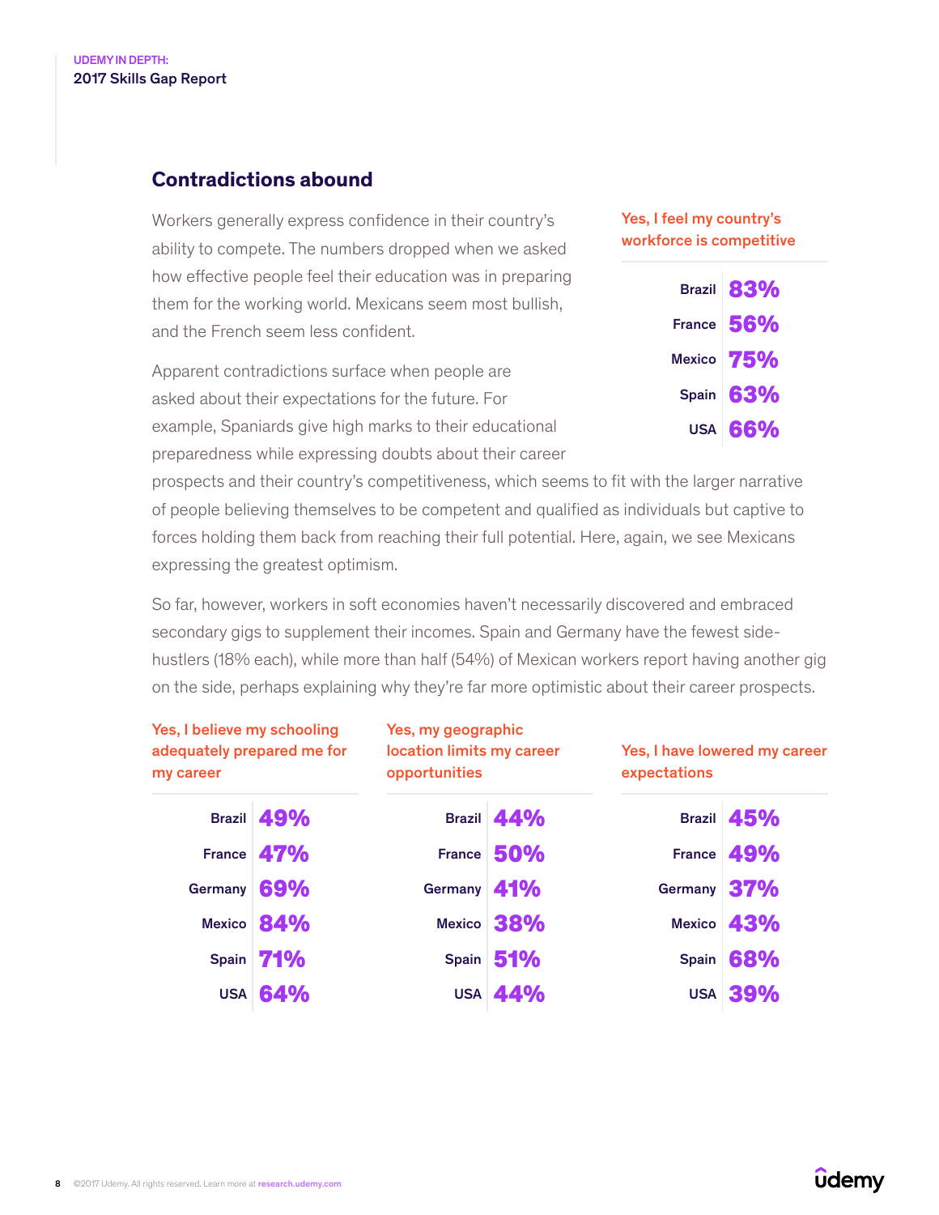## Contradictions abound

Workers generally express confidence in their country's ability to compete. The numbers dropped when we asked how effective people feel their education was in preparing them for the working world. Mexicans seem most bullish, and the French seem less confident.

Apparent contradictions surface when people are asked about their expectations for the future. For example, Spaniards give high marks to their educational preparedness while expressing doubts about their career prospects and their country's competitiveness, which seems to fit with the larger narrative of people believing themselves to be competent and qualified as individuals but captive to forces holding them back from reaching their full potential. Here, again, we see Mexicans expressing the greatest optimism.

So far, however, workers in soft economies haven't necessarily discovered and embraced secondary gigs to supplement their incomes. Spain and Germany have the fewest side-hustlers (18% each), while more than half (54%) of Mexican workers report having another gig on the side, perhaps explaining why they're far more optimistic about their career prospects.

**Yes, I feel my country's workforce is competitive**

| Country | % |
|---|---|
| Brazil | 83% |
| France | 56% |
| Mexico | 75% |
| Spain | 63% |
| USA | 66% |

**Yes, I believe my schooling adequately prepared me for my career**

| Country | % |
|---|---|
| Brazil | 49% |
| France | 47% |
| Germany | 69% |
| Mexico | 84% |
| Spain | 71% |
| USA | 64% |

**Yes, my geographic location limits my career opportunities**

| Country | % |
|---|---|
| Brazil | 44% |
| France | 50% |
| Germany | 41% |
| Mexico | 38% |
| Spain | 51% |
| USA | 44% |

**Yes, I have lowered my career expectations**

| Country | % |
|---|---|
| Brazil | 45% |
| France | 49% |
| Germany | 37% |
| Mexico | 43% |
| Spain | 68% |
| USA | 39% |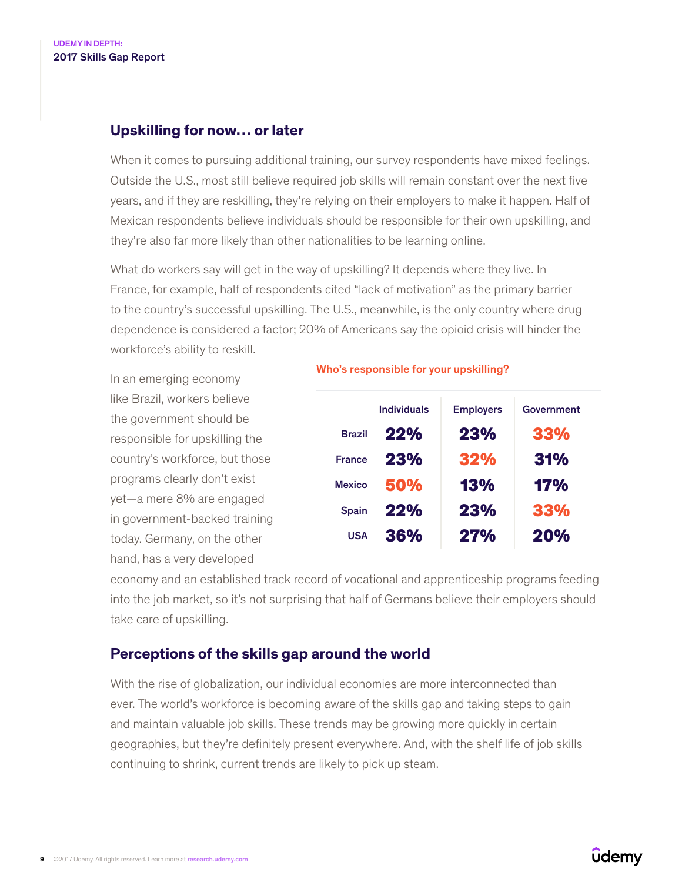## Upskilling for now… or later

When it comes to pursuing additional training, our survey respondents have mixed feelings. Outside the U.S., most still believe required job skills will remain constant over the next five years, and if they are reskilling, they're relying on their employers to make it happen. Half of Mexican respondents believe individuals should be responsible for their own upskilling, and they're also far more likely than other nationalities to be learning online.

What do workers say will get in the way of upskilling? It depends where they live. In France, for example, half of respondents cited "lack of motivation" as the primary barrier to the country's successful upskilling. The U.S., meanwhile, is the only country where drug dependence is considered a factor; 20% of Americans say the opioid crisis will hinder the workforce's ability to reskill.

In an emerging economy like Brazil, workers believe the government should be responsible for upskilling the country's workforce, but those programs clearly don't exist yet—a mere 8% are engaged in government-backed training today. Germany, on the other hand, has a very developed economy and an established track record of vocational and apprenticeship programs feeding into the job market, so it's not surprising that half of Germans believe their employers should take care of upskilling.

**Who's responsible for your upskilling?**

| | Individuals | Employers | Government |
|---|---|---|---|
| Brazil | 22% | 23% | 33% |
| France | 23% | 32% | 31% |
| Mexico | 50% | 13% | 17% |
| Spain | 22% | 23% | 33% |
| USA | 36% | 27% | 20% |

## Perceptions of the skills gap around the world

With the rise of globalization, our individual economies are more interconnected than ever. The world's workforce is becoming aware of the skills gap and taking steps to gain and maintain valuable job skills. These trends may be growing more quickly in certain geographies, but they're definitely present everywhere. And, with the shelf life of job skills continuing to shrink, current trends are likely to pick up steam.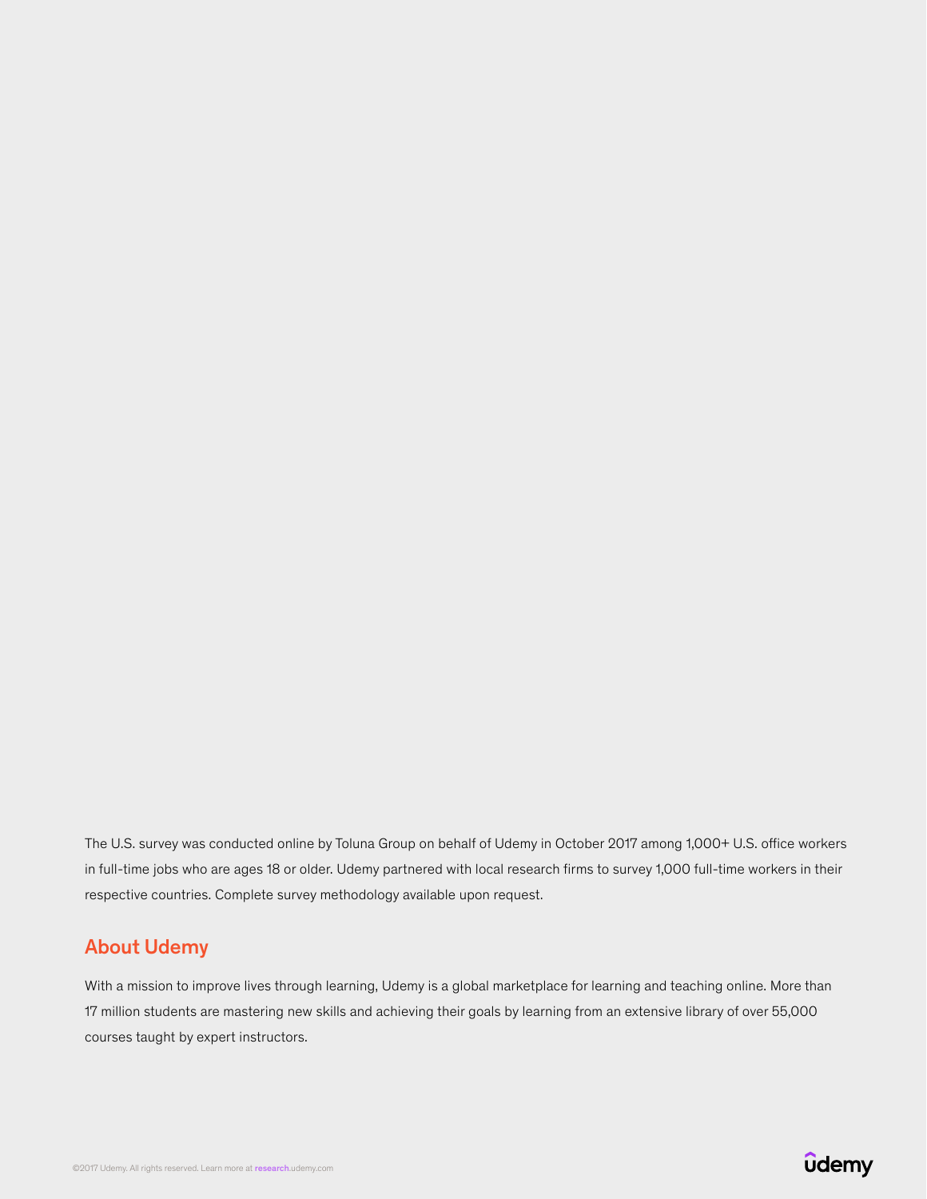The U.S. survey was conducted online by Toluna Group on behalf of Udemy in October 2017 among 1,000+ U.S. office workers in full-time jobs who are ages 18 or older. Udemy partnered with local research firms to survey 1,000 full-time workers in their respective countries. Complete survey methodology available upon request.

## About Udemy

With a mission to improve lives through learning, Udemy is a global marketplace for learning and teaching online. More than 17 million students are mastering new skills and achieving their goals by learning from an extensive library of over 55,000 courses taught by expert instructors.

©2017 Udemy. All rights reserved. Learn more at research.udemy.com

udemy